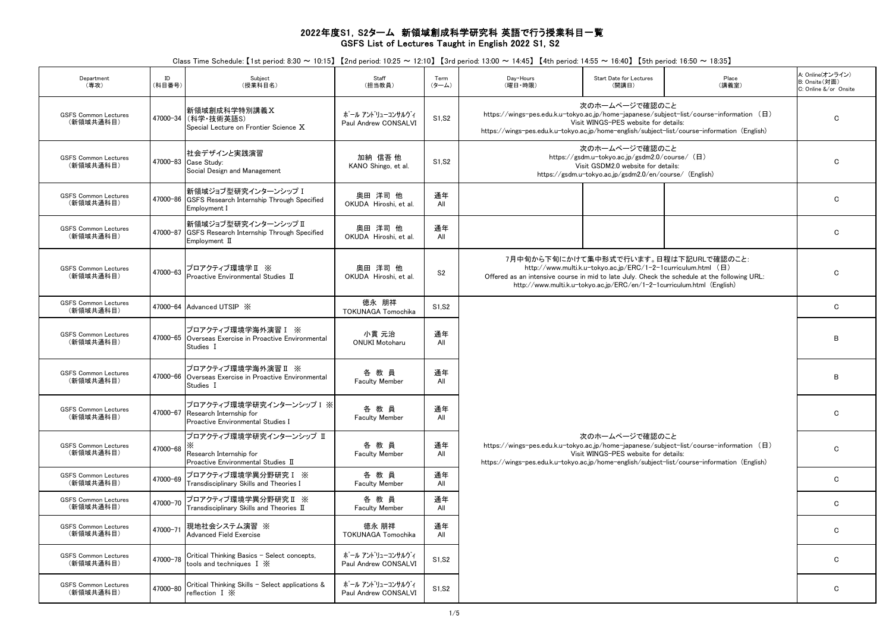# 2022年度S1, S2ターム 新領域創成科学研究科 英語で行う授業科目一覧
## GSFS List of Lectures Taught in English 2022 S1, S2

Class Time Schedule:【1st period: 8:30 ～ 10:15】【2nd period: 10:25 ～ 12:10】【3rd period: 13:00 ～ 14:45】【4th period: 14:55 ～ 16:40】【5th period: 16:50 ～ 18:35】

| Department (専攻) | ID (科目番号) | Subject (授業科目名) | Staff (担当教員) | Term (ターム) | Day・Hours (曜日・時限) | Start Date for Lectures (開講日) | Place (講義室) | A: Online(オンライン) B: Onsite(対面) C: Online &/or Onsite |
|---|---|---|---|---|---|---|---|---|
| GSFS Common Lectures (新領域共通科目) | 47000-34 | 新領域創成科学特別講義Ⅹ (科学・技術英語S) Special Lecture on Frontier Science Ⅹ | ポール アンドリューコンサルヴィ Paul Andrew CONSALVI | S1,S2 | 次のホームページで確認のこと https://wings-pes.edu.k.u-tokyo.ac.jp/home-japanese/subject-list/course-information （日） Visit WINGS-PES website for details: https://wings-pes.edu.k.u-tokyo.ac.jp/home-english/subject-list/course-information (English) | | | C |
| GSFS Common Lectures (新領域共通科目) | 47000-83 | 社会デザインと実践演習 Case Study: Social Design and Management | 加納 信吾 他 KANO Shingo, et al. | S1,S2 | 次のホームページで確認のこと https://gsdm.u-tokyo.ac.jp/gsdm2.0/course/ （日） Visit GSDM2.0 website for details: https://gsdm.u-tokyo.ac.jp/gsdm2.0/en/course/ (English) | | | C |
| GSFS Common Lectures (新領域共通科目) | 47000-86 | 新領域ジョブ型研究インターンシップⅠ GSFS Research Internship Through Specified Employment Ⅰ | 奥田 洋司 他 OKUDA Hiroshi, et al. | 通年 All | | | | C |
| GSFS Common Lectures (新領域共通科目) | 47000-87 | 新領域ジョブ型研究インターンシップⅡ GSFS Research Internship Through Specified Employment Ⅱ | 奥田 洋司 他 OKUDA Hiroshi, et al. | 通年 All | | | | C |
| GSFS Common Lectures (新領域共通科目) | 47000-63 | プロアクティブ環境学Ⅱ ※ Proactive Environmental Studies Ⅱ | 奥田 洋司 他 OKUDA Hiroshi, et al. | S2 | 7月中旬から下旬にかけて集中形式で行います。日程は下記URLで確認のこと: http://www.multi.k.u-tokyo.ac.jp/ERC/1-2-1curriculum.html （日） Offered as an intensive course in mid to late July. Check the schedule at the following URL: http://www.multi.k.u-tokyo.ac.jp/ERC/en/1-2-1curriculum.html (English) | | | C |
| GSFS Common Lectures (新領域共通科目) | 47000-64 | Advanced UTSIP ※ | 徳永 朋祥 TOKUNAGA Tomochika | S1,S2 | 次のホームページで確認のこと https://wings-pes.edu.k.u-tokyo.ac.jp/home-japanese/subject-list/course-information （日） Visit WINGS-PES website for details: https://wings-pes.edu.k.u-tokyo.ac.jp/home-english/subject-list/course-information (English) | | | C |
| GSFS Common Lectures (新領域共通科目) | 47000-65 | プロアクティブ環境学海外演習Ⅰ ※ Overseas Exercise in Proactive Environmental Studies Ⅰ | 小貫 元治 ONUKI Motoharu | 通年 All | | | | B |
| GSFS Common Lectures (新領域共通科目) | 47000-66 | プロアクティブ環境学海外演習Ⅱ ※ Overseas Exercise in Proactive Environmental Studies Ⅰ | 各 教 員 Faculty Member | 通年 All | | | | B |
| GSFS Common Lectures (新領域共通科目) | 47000-67 | プロアクティブ環境学研究インターンシップⅠ ※ Research Internship for Proactive Environmental Studies Ⅰ | 各 教 員 Faculty Member | 通年 All | | | | C |
| GSFS Common Lectures (新領域共通科目) | 47000-68 | プロアクティブ環境学研究インターンシップ Ⅱ ※ Research Internship for Proactive Environmental Studies Ⅱ | 各 教 員 Faculty Member | 通年 All | | | | C |
| GSFS Common Lectures (新領域共通科目) | 47000-69 | プロアクティブ環境学異分野研究Ⅰ ※ Transdisciplinary Skills and Theories Ⅰ | 各 教 員 Faculty Member | 通年 All | | | | C |
| GSFS Common Lectures (新領域共通科目) | 47000-70 | プロアクティブ環境学異分野研究Ⅱ ※ Transdisciplinary Skills and Theories Ⅱ | 各 教 員 Faculty Member | 通年 All | | | | C |
| GSFS Common Lectures (新領域共通科目) | 47000-71 | 現地社会システム演習 ※ Advanced Field Exercise | 徳永 朋祥 TOKUNAGA Tomochika | 通年 All | | | | C |
| GSFS Common Lectures (新領域共通科目) | 47000-78 | Critical Thinking Basics - Select concepts, tools and techniques Ⅰ ※ | ポール アンドリューコンサルヴィ Paul Andrew CONSALVI | S1,S2 | | | | C |
| GSFS Common Lectures (新領域共通科目) | 47000-80 | Critical Thinking Skills - Select applications & reflection Ⅰ ※ | ポール アンドリューコンサルヴィ Paul Andrew CONSALVI | S1,S2 | | | | C |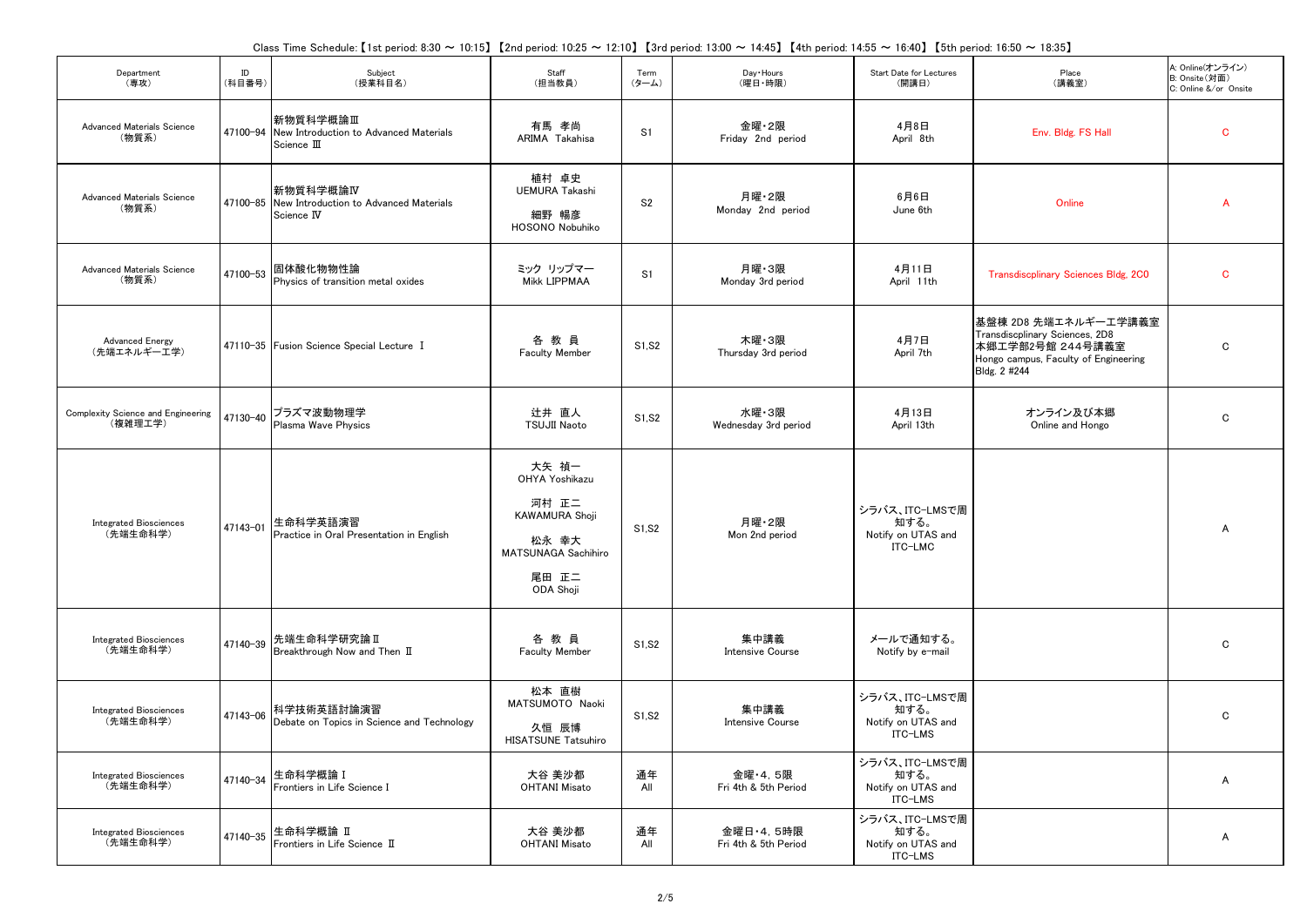Class Time Schedule:【1st period: 8:30 ～ 10:15】【2nd period: 10:25 ～ 12:10】【3rd period: 13:00 ～ 14:45】【4th period: 14:55 ～ 16:40】【5th period: 16:50 ～ 18:35】

| Department (専攻) | ID (科目番号) | Subject (授業科目名) | Staff (担当教員) | Term (ターム) | Day・Hours (曜日・時限) | Start Date for Lectures (開講日) | Place (講義室) | A: Online(オンライン) B: Onsite(対面) C: Online &/or Onsite |
|---|---|---|---|---|---|---|---|---|
| Advanced Materials Science (物質系) | 47100-94 | 新物質科学概論Ⅲ New Introduction to Advanced Materials Science Ⅲ | 有馬 孝尚 ARIMA Takahisa | S1 | 金曜・2限 Friday 2nd period | 4月8日 April 8th | Env. Bldg. FS Hall | C |
| Advanced Materials Science (物質系) | 47100-85 | 新物質科学概論Ⅳ New Introduction to Advanced Materials Science Ⅳ | 植村 卓史 UEMURA Takashi 細野 暢彦 HOSONO Nobuhiko | S2 | 月曜・2限 Monday 2nd period | 6月6日 June 6th | Online | A |
| Advanced Materials Science (物質系) | 47100-53 | 固体酸化物物性論 Physics of transition metal oxides | ミック リップマー Mikk LIPPMAA | S1 | 月曜・3限 Monday 3rd period | 4月11日 April 11th | Transdiscplinary Sciences Bldg. 2C0 | C |
| Advanced Energy (先端エネルギー工学) | 47110-35 | Fusion Science Special Lecture Ⅰ | 各 教 員 Faculty Member | S1,S2 | 木曜・3限 Thursday 3rd period | 4月7日 April 7th | 基盤棟 2D8 先端エネルギー工学講義室 Transdiscplinary Sciences, 2D8 本郷工学部2号館 244号講義室 Hongo campus, Faculty of Engineering Bldg. 2 #244 | C |
| Complexity Science and Engineering (複雑理工学) | 47130-40 | プラズマ波動物理学 Plasma Wave Physics | 辻井 直人 TSUJII Naoto | S1,S2 | 水曜・3限 Wednesday 3rd period | 4月13日 April 13th | オンライン及び本郷 Online and Hongo | C |
| Integrated Biosciences (先端生命科学) | 47143-01 | 生命科学英語演習 Practice in Oral Presentation in English | 大矢 禎一 OHYA Yoshikazu 河村 正二 KAWAMURA Shoji 松永 幸大 MATSUNAGA Sachihiro 尾田 正二 ODA Shoji | S1,S2 | 月曜・2限 Mon 2nd period | シラバス、ITC-LMSで周知する。 Notify on UTAS and ITC-LMC | | A |
| Integrated Biosciences (先端生命科学) | 47140-39 | 先端生命科学研究論Ⅱ Breakthrough Now and Then Ⅱ | 各 教 員 Faculty Member | S1,S2 | 集中講義 Intensive Course | メールで通知する。 Notify by e-mail | | C |
| Integrated Biosciences (先端生命科学) | 47143-06 | 科学技術英語討論演習 Debate on Topics in Science and Technology | 松本 直樹 MATSUMOTO Naoki 久恒 辰博 HISATSUNE Tatsuhiro | S1,S2 | 集中講義 Intensive Course | シラバス、ITC-LMSで周知する。 Notify on UTAS and ITC-LMS | | C |
| Integrated Biosciences (先端生命科学) | 47140-34 | 生命科学概論Ⅰ Frontiers in Life Science Ⅰ | 大谷 美沙都 OHTANI Misato | 通年 All | 金曜・4, 5限 Fri 4th & 5th Period | シラバス、ITC-LMSで周知する。 Notify on UTAS and ITC-LMS | | A |
| Integrated Biosciences (先端生命科学) | 47140-35 | 生命科学概論 Ⅱ Frontiers in Life Science Ⅱ | 大谷 美沙都 OHTANI Misato | 通年 All | 金曜日・4, 5時限 Fri 4th & 5th Period | シラバス、ITC-LMSで周知する。 Notify on UTAS and ITC-LMS | | A |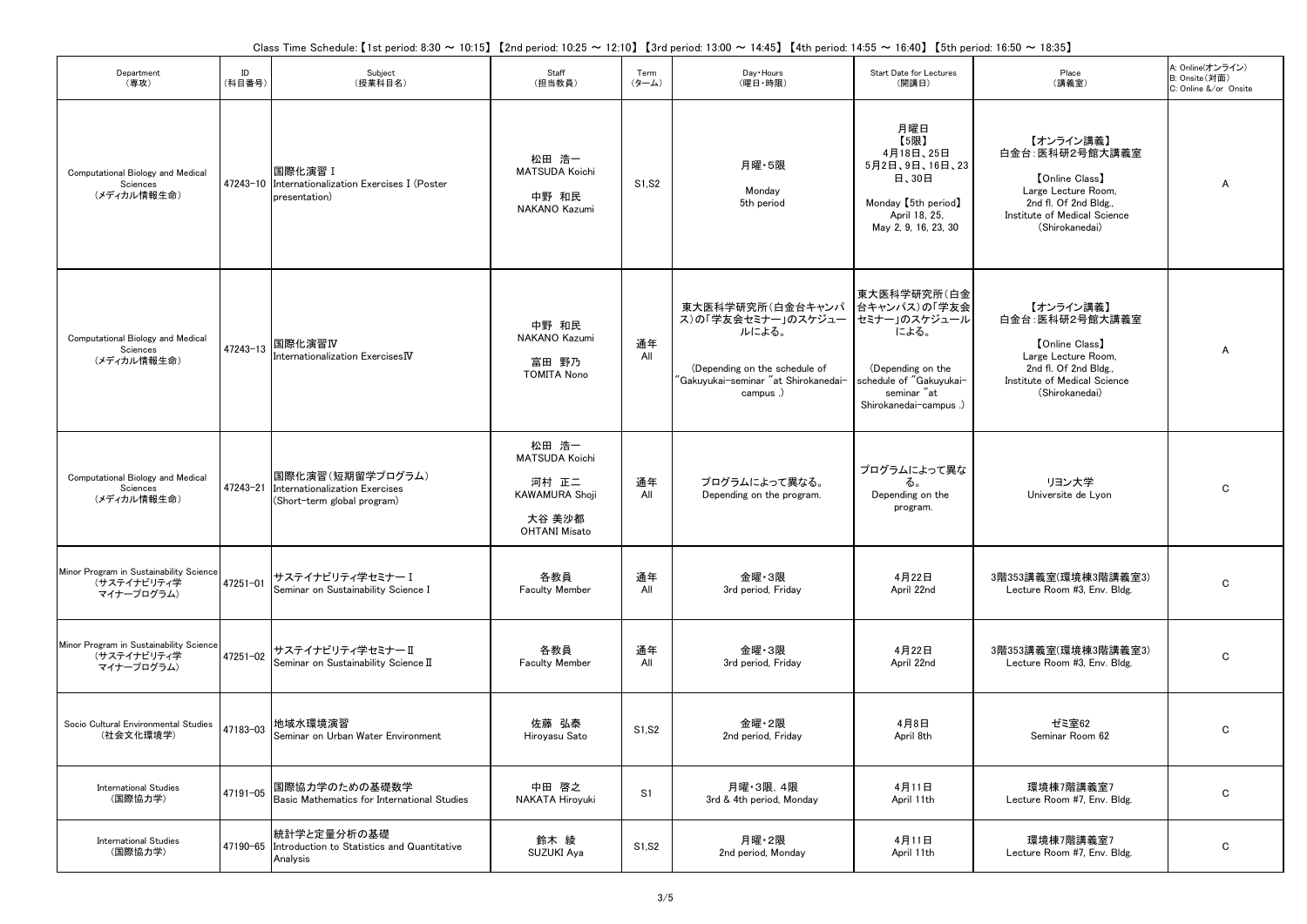Class Time Schedule:【1st period: 8:30 ～ 10:15】【2nd period: 10:25 ～ 12:10】【3rd period: 13:00 ～ 14:45】【4th period: 14:55 ～ 16:40】【5th period: 16:50 ～ 18:35】

| Department (専攻) | ID (科目番号) | Subject (授業科目名) | Staff (担当教員) | Term (ターム) | Day・Hours (曜日・時限) | Start Date for Lectures (開講日) | Place (講義室) | A: Online(オンライン) B: Onsite(対面) C: Online &/or Onsite |
|---|---|---|---|---|---|---|---|---|
| Computational Biology and Medical Sciences (メディカル情報生命) | 47243-10 | 国際化演習Ⅰ Internationalization Exercises I (Poster presentation) | 松田 浩一 MATSUDA Koichi 中野 和民 NAKANO Kazumi | S1,S2 | 月曜・5限 Monday 5th period | 月曜日【5限】4月18日、25日 5月2日、9日、16日、23日、30日 Monday【5th period】April 18, 25, May 2, 9, 16, 23, 30 | 【オンライン講義】白金台：医科研2号館大講義室 【Online Class】 Large Lecture Room, 2nd fl. Of 2nd Bldg., Institute of Medical Science (Shirokanedai) | A |
| Computational Biology and Medical Sciences (メディカル情報生命) | 47243-13 | 国際化演習Ⅳ Internationalization ExercisesⅣ | 中野 和民 NAKANO Kazumi 富田 野乃 TOMITA Nono | 通年 All | 東大医科学研究所（白金台キャンパス）の「学友会セミナー」のスケジュールによる。 (Depending on the schedule of "Gakuyukai-seminar "at Shirokanedai-campus .) | 東大医科学研究所（白金台キャンパス）の「学友会セミナー」のスケジュールによる。 (Depending on the schedule of "Gakuyukai-seminar "at Shirokanedai-campus .) | 【オンライン講義】白金台：医科研2号館大講義室 【Online Class】 Large Lecture Room, 2nd fl. Of 2nd Bldg., Institute of Medical Science (Shirokanedai) | A |
| Computational Biology and Medical Sciences (メディカル情報生命) | 47243-21 | 国際化演習（短期留学プログラム） Internationalization Exercises (Short-term global program) | 松田 浩一 MATSUDA Koichi 河村 正二 KAWAMURA Shoji 大谷 美沙都 OHTANI Misato | 通年 All | プログラムによって異なる。 Depending on the program. | プログラムによって異なる。 Depending on the program. | リヨン大学 Universite de Lyon | C |
| Minor Program in Sustainability Science (サステイナビリティ学マイナープログラム) | 47251-01 | サステイナビリティ学セミナーⅠ Seminar on Sustainability Science I | 各教員 Faculty Member | 通年 All | 金曜・3限 3rd period, Friday | 4月22日 April 22nd | 3階353講義室(環境棟3階講義室3) Lecture Room #3, Env. Bldg. | C |
| Minor Program in Sustainability Science (サステイナビリティ学マイナープログラム) | 47251-02 | サステイナビリティ学セミナーⅡ Seminar on Sustainability ScienceⅡ | 各教員 Faculty Member | 通年 All | 金曜・3限 3rd period, Friday | 4月22日 April 22nd | 3階353講義室(環境棟3階講義室3) Lecture Room #3, Env. Bldg. | C |
| Socio Cultural Environmental Studies (社会文化環境学) | 47183-03 | 地域水環境演習 Seminar on Urban Water Environment | 佐藤 弘泰 Hiroyasu Sato | S1,S2 | 金曜・2限 2nd period, Friday | 4月8日 April 8th | ゼミ室62 Seminar Room 62 | C |
| International Studies (国際協力学) | 47191-05 | 国際協力学のための基礎数学 Basic Mathematics for International Studies | 中田 啓之 NAKATA Hiroyuki | S1 | 月曜・3限, 4限 3rd & 4th period, Monday | 4月11日 April 11th | 環境棟7階講義室7 Lecture Room #7, Env. Bldg. | C |
| International Studies (国際協力学) | 47190-65 | 統計学と定量分析の基礎 Introduction to Statistics and Quantitative Analysis | 鈴木 綾 SUZUKI Aya | S1,S2 | 月曜・2限 2nd period, Monday | 4月11日 April 11th | 環境棟7階講義室7 Lecture Room #7, Env. Bldg. | C |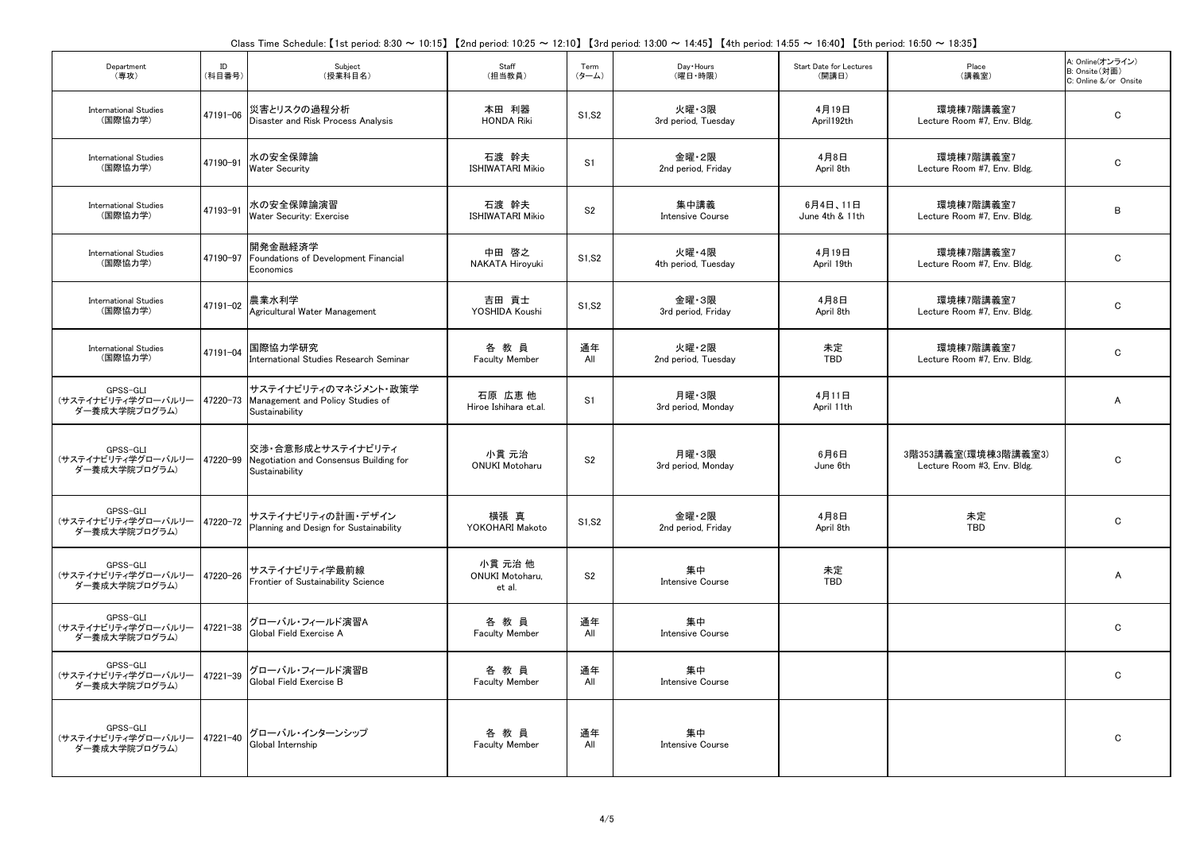Class Time Schedule:【1st period: 8:30 ～ 10:15】【2nd period: 10:25 ～ 12:10】【3rd period: 13:00 ～ 14:45】【4th period: 14:55 ～ 16:40】【5th period: 16:50 ～ 18:35】

| Department (専攻) | ID (科目番号) | Subject (授業科目名) | Staff (担当教員) | Term (ターム) | Day・Hours (曜日・時限) | Start Date for Lectures (開講日) | Place (講義室) | A: Online(オンライン) B: Onsite(対面) C: Online &/or Onsite |
|---|---|---|---|---|---|---|---|---|
| International Studies (国際協力学) | 47191-06 | 災害とリスクの過程分析 Disaster and Risk Process Analysis | 本田 利器 HONDA Riki | S1,S2 | 火曜・3限 3rd period, Tuesday | 4月19日 April192th | 環境棟7階講義室7 Lecture Room #7, Env. Bldg. | C |
| International Studies (国際協力学) | 47190-91 | 水の安全保障論 Water Security | 石渡 幹夫 ISHIWATARI Mikio | S1 | 金曜・2限 2nd period, Friday | 4月8日 April 8th | 環境棟7階講義室7 Lecture Room #7, Env. Bldg. | C |
| International Studies (国際協力学) | 47193-91 | 水の安全保障論演習 Water Security: Exercise | 石渡 幹夫 ISHIWATARI Mikio | S2 | 集中講義 Intensive Course | 6月4日、11日 June 4th & 11th | 環境棟7階講義室7 Lecture Room #7, Env. Bldg. | B |
| International Studies (国際協力学) | 47190-97 | 開発金融経済学 Foundations of Development Financial Economics | 中田 啓之 NAKATA Hiroyuki | S1,S2 | 火曜・4限 4th period, Tuesday | 4月19日 April 19th | 環境棟7階講義室7 Lecture Room #7, Env. Bldg. | C |
| International Studies (国際協力学) | 47191-02 | 農業水利学 Agricultural Water Management | 吉田 貢士 YOSHIDA Koushi | S1,S2 | 金曜・3限 3rd period, Friday | 4月8日 April 8th | 環境棟7階講義室7 Lecture Room #7, Env. Bldg. | C |
| International Studies (国際協力学) | 47191-04 | 国際協力学研究 International Studies Research Seminar | 各 教 員 Faculty Member | 通年 All | 火曜・2限 2nd period, Tuesday | 未定 TBD | 環境棟7階講義室7 Lecture Room #7, Env. Bldg. | C |
| GPSS-GLI (サステイナビリティ学グローバルリーダー養成大学院プログラム) | 47220-73 | サステイナビリティのマネジメント・政策学 Management and Policy Studies of Sustainability | 石原 広恵 他 Hiroe Ishihara et.al. | S1 | 月曜・3限 3rd period, Monday | 4月11日 April 11th | | A |
| GPSS-GLI (サステイナビリティ学グローバルリーダー養成大学院プログラム) | 47220-99 | 交渉・合意形成とサステイナビリティ Negotiation and Consensus Building for Sustainability | 小貫 元治 ONUKI Motoharu | S2 | 月曜・3限 3rd period, Monday | 6月6日 June 6th | 3階353講義室(環境棟3階講義室3) Lecture Room #3, Env. Bldg. | C |
| GPSS-GLI (サステイナビリティ学グローバルリーダー養成大学院プログラム) | 47220-72 | サステイナビリティの計画・デザイン Planning and Design for Sustainability | 横張 真 YOKOHARI Makoto | S1,S2 | 金曜・2限 2nd period, Friday | 4月8日 April 8th | 未定 TBD | C |
| GPSS-GLI (サステイナビリティ学グローバルリーダー養成大学院プログラム) | 47220-26 | サステイナビリティ学最前線 Frontier of Sustainability Science | 小貫 元治 他 ONUKI Motoharu, et al. | S2 | 集中 Intensive Course | 未定 TBD | | A |
| GPSS-GLI (サステイナビリティ学グローバルリーダー養成大学院プログラム) | 47221-38 | グローバル・フィールド演習A Global Field Exercise A | 各 教 員 Faculty Member | 通年 All | 集中 Intensive Course | | | C |
| GPSS-GLI (サステイナビリティ学グローバルリーダー養成大学院プログラム) | 47221-39 | グローバル・フィールド演習B Global Field Exercise B | 各 教 員 Faculty Member | 通年 All | 集中 Intensive Course | | | C |
| GPSS-GLI (サステイナビリティ学グローバルリーダー養成大学院プログラム) | 47221-40 | グローバル・インターンシップ Global Internship | 各 教 員 Faculty Member | 通年 All | 集中 Intensive Course | | | C |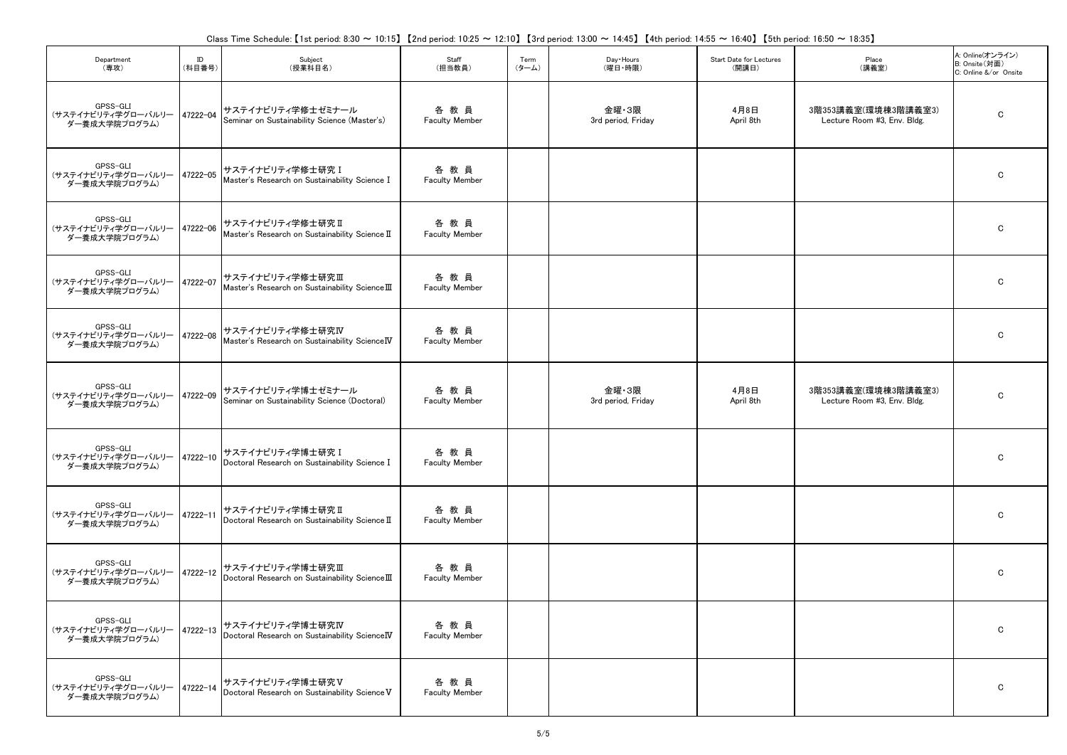Class Time Schedule:【1st period: 8:30 ～ 10:15】【2nd period: 10:25 ～ 12:10】【3rd period: 13:00 ～ 14:45】【4th period: 14:55 ～ 16:40】【5th period: 16:50 ～ 18:35】

| Department (専攻) | ID (科目番号) | Subject (授業科目名) | Staff (担当教員) | Term (ターム) | Day・Hours (曜日・時限) | Start Date for Lectures (開講日) | Place (講義室) | A: Online(オンライン) B: Onsite(対面) C: Online &/or Onsite |
|---|---|---|---|---|---|---|---|---|
| GPSS-GLI (サステイナビリティ学グローバルリーダー養成大学院プログラム) | 47222-04 | サステイナビリティ学修士ゼミナール Seminar on Sustainability Science (Master's) | 各 教 員 Faculty Member | | 金曜・3限 3rd period, Friday | 4月8日 April 8th | 3階353講義室(環境棟3階講義室3) Lecture Room #3, Env. Bldg. | C |
| GPSS-GLI (サステイナビリティ学グローバルリーダー養成大学院プログラム) | 47222-05 | サステイナビリティ学修士研究Ⅰ Master's Research on Sustainability Science Ⅰ | 各 教 員 Faculty Member | | | | | C |
| GPSS-GLI (サステイナビリティ学グローバルリーダー養成大学院プログラム) | 47222-06 | サステイナビリティ学修士研究Ⅱ Master's Research on Sustainability Science Ⅱ | 各 教 員 Faculty Member | | | | | C |
| GPSS-GLI (サステイナビリティ学グローバルリーダー養成大学院プログラム) | 47222-07 | サステイナビリティ学修士研究Ⅲ Master's Research on Sustainability Science Ⅲ | 各 教 員 Faculty Member | | | | | C |
| GPSS-GLI (サステイナビリティ学グローバルリーダー養成大学院プログラム) | 47222-08 | サステイナビリティ学修士研究Ⅳ Master's Research on Sustainability Science Ⅳ | 各 教 員 Faculty Member | | | | | C |
| GPSS-GLI (サステイナビリティ学グローバルリーダー養成大学院プログラム) | 47222-09 | サステイナビリティ学博士ゼミナール Seminar on Sustainability Science (Doctoral) | 各 教 員 Faculty Member | | 金曜・3限 3rd period, Friday | 4月8日 April 8th | 3階353講義室(環境棟3階講義室3) Lecture Room #3, Env. Bldg. | C |
| GPSS-GLI (サステイナビリティ学グローバルリーダー養成大学院プログラム) | 47222-10 | サステイナビリティ学博士研究Ⅰ Doctoral Research on Sustainability Science Ⅰ | 各 教 員 Faculty Member | | | | | C |
| GPSS-GLI (サステイナビリティ学グローバルリーダー養成大学院プログラム) | 47222-11 | サステイナビリティ学博士研究Ⅱ Doctoral Research on Sustainability Science Ⅱ | 各 教 員 Faculty Member | | | | | C |
| GPSS-GLI (サステイナビリティ学グローバルリーダー養成大学院プログラム) | 47222-12 | サステイナビリティ学博士研究Ⅲ Doctoral Research on Sustainability Science Ⅲ | 各 教 員 Faculty Member | | | | | C |
| GPSS-GLI (サステイナビリティ学グローバルリーダー養成大学院プログラム) | 47222-13 | サステイナビリティ学博士研究Ⅳ Doctoral Research on Sustainability Science Ⅳ | 各 教 員 Faculty Member | | | | | C |
| GPSS-GLI (サステイナビリティ学グローバルリーダー養成大学院プログラム) | 47222-14 | サステイナビリティ学博士研究Ⅴ Doctoral Research on Sustainability Science Ⅴ | 各 教 員 Faculty Member | | | | | C |